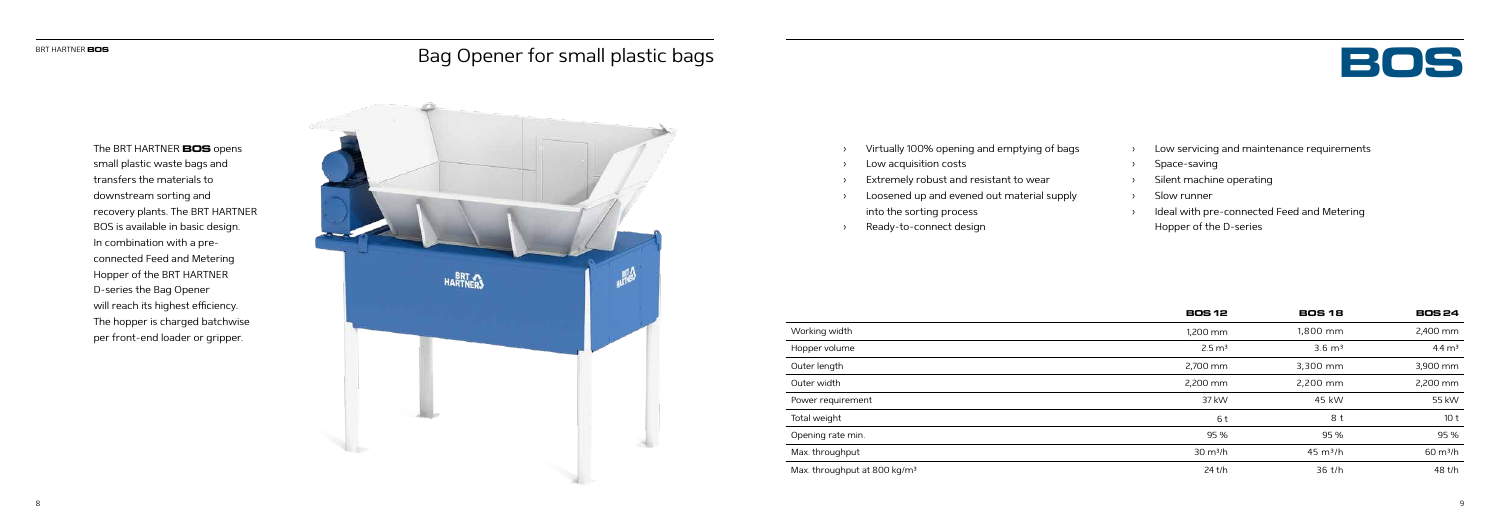# Bag Opener for small plastic bags

# BOS

The BRT HARTNER **BOS** opens small plastic waste bags and transfers the materials to downstream sorting and recovery plants. The BRT HARTNER BOS is available in basic design. In combination with a pre-connected Feed and Metering Hopper of the BRT HARTNER D-series the Bag Opener will reach its highest efficiency. The hopper is charged batchwise per front-end loader or gripper.

- Virtually 100% opening and emptying of bags
- Low acquisition costs
- Extremely robust and resistant to wear
- Loosened up and evened out material supply into the sorting process
- Ready-to-connect design
- Low servicing and maintenance requirements
- Space-saving
- Silent machine operating
- Slow runner
- Ideal with pre-connected Feed and Metering Hopper of the D-series

| | **BOS 12** | **BOS 18** | **BOS 24** |
|---|---|---|---|
| Working width | 1,200 mm | 1,800 mm | 2,400 mm |
| Hopper volume | 2.5 m³ | 3.6 m³ | 4.4 m³ |
| Outer length | 2,700 mm | 3,300 mm | 3,900 mm |
| Outer width | 2,200 mm | 2,200 mm | 2,200 mm |
| Power requirement | 37 kW | 45 kW | 55 kW |
| Total weight | 6 t | 8 t | 10 t |
| Opening rate min. | 95 % | 95 % | 95 % |
| Max. throughput | 30 m³/h | 45 m³/h | 60 m³/h |
| Max. throughput at 800 kg/m³ | 24 t/h | 36 t/h | 48 t/h |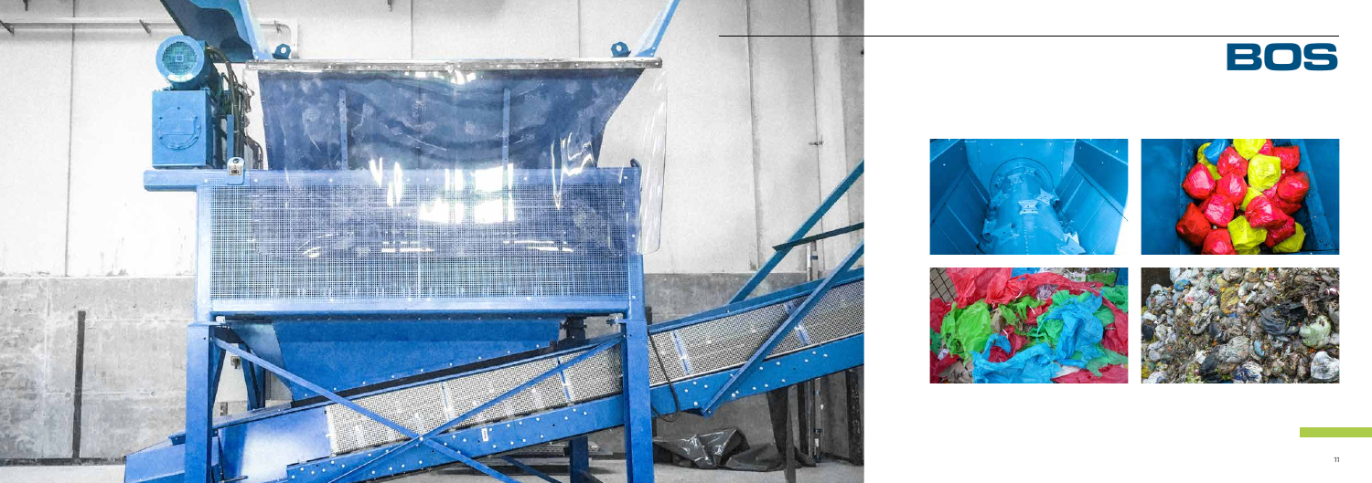# BOS